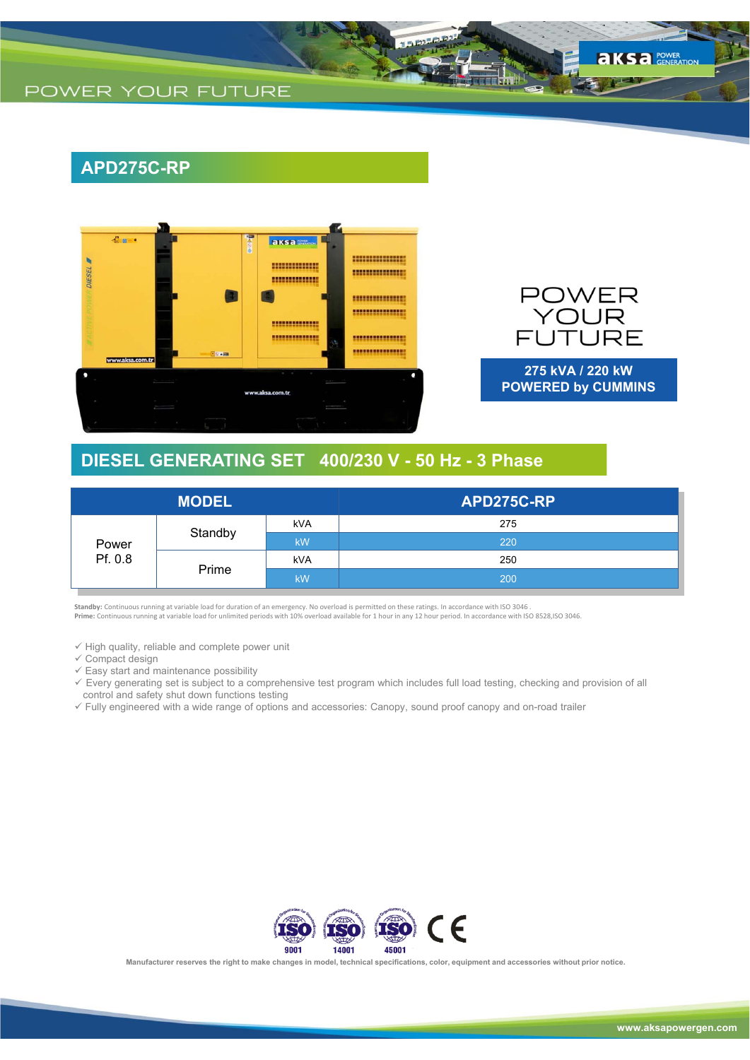# APD275C-RP

POWER YOUR FUTURE

**275 kVA / 220 kW**
**POWERED by CUMMINS**

## DIESEL GENERATING SET 400/230 V - 50 Hz - 3 Phase

| MODEL | | | APD275C-RP |
|---|---|---|---|
| Power Pf. 0.8 | Standby | kVA | 275 |
| | | kW | 220 |
| | Prime | kVA | 250 |
| | | kW | 200 |

**Standby:** Continuous running at variable load for duration of an emergency. No overload is permitted on these ratings. In accordance with ISO 3046 .
**Prime:** Continuous running at variable load for unlimited periods with 10% overload available for 1 hour in any 12 hour period. In accordance with ISO 8528,ISO 3046.

- ✓ High quality, reliable and complete power unit
- ✓ Compact design
- ✓ Easy start and maintenance possibility
- ✓ Every generating set is subject to a comprehensive test program which includes full load testing, checking and provision of all control and safety shut down functions testing
- ✓ Fully engineered with a wide range of options and accessories: Canopy, sound proof canopy and on-road trailer

ISO 9001 ISO 14001 ISO 45001 CE

Manufacturer reserves the right to make changes in model, technical specifications, color, equipment and accessories without prior notice.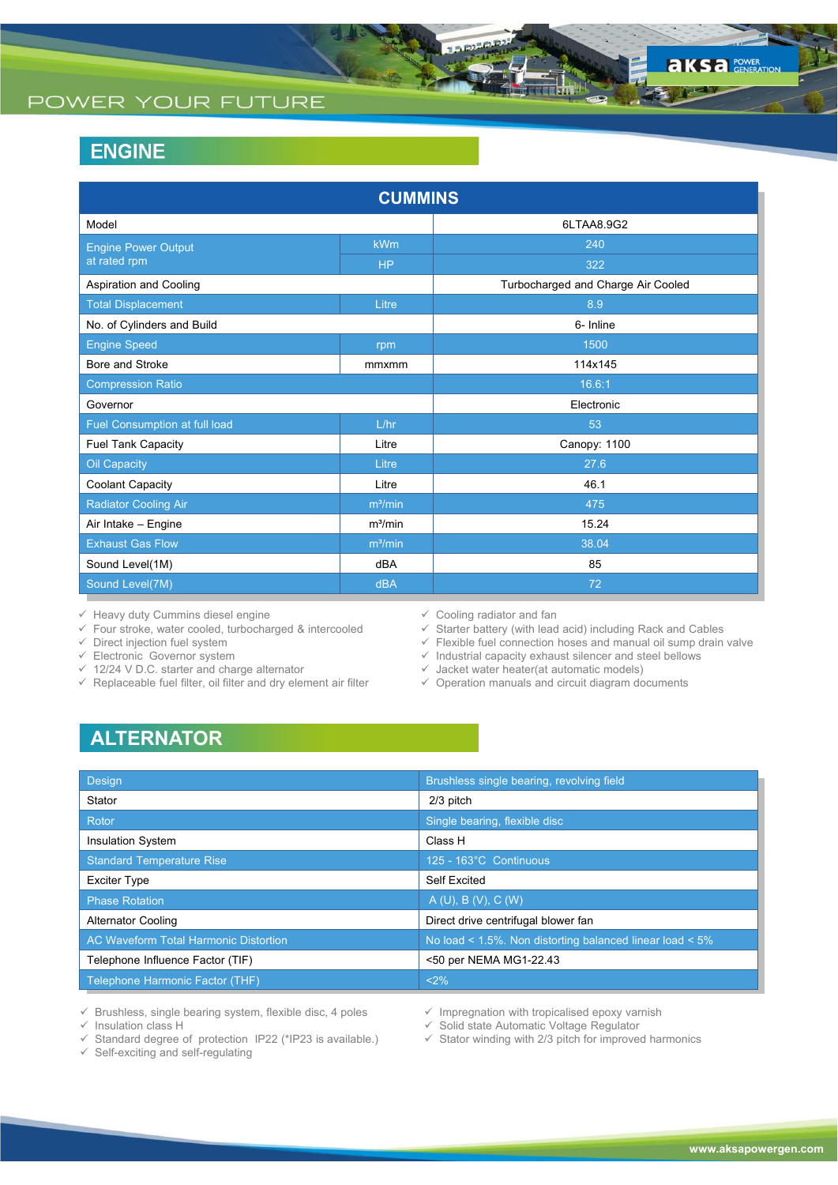## ENGINE

| CUMMINS | | |
|---|---|---|
| Model | | 6LTAA8.9G2 |
| Engine Power Output at rated rpm | kWm | 240 |
| | HP | 322 |
| Aspiration and Cooling | | Turbocharged and Charge Air Cooled |
| Total Displacement | Litre | 8.9 |
| No. of Cylinders and Build | | 6- Inline |
| Engine Speed | rpm | 1500 |
| Bore and Stroke | mmxmm | 114x145 |
| Compression Ratio | | 16.6:1 |
| Governor | | Electronic |
| Fuel Consumption at full load | L/hr | 53 |
| Fuel Tank Capacity | Litre | Canopy: 1100 |
| Oil Capacity | Litre | 27.6 |
| Coolant Capacity | Litre | 46.1 |
| Radiator Cooling Air | m³/min | 475 |
| Air Intake – Engine | m³/min | 15.24 |
| Exhaust Gas Flow | m³/min | 38.04 |
| Sound Level(1M) | dBA | 85 |
| Sound Level(7M) | dBA | 72 |

- ✓ Heavy duty Cummins diesel engine
- ✓ Four stroke, water cooled, turbocharged & intercooled
- ✓ Direct injection fuel system
- ✓ Electronic Governor system
- ✓ 12/24 V D.C. starter and charge alternator
- ✓ Replaceable fuel filter, oil filter and dry element air filter
- ✓ Cooling radiator and fan
- ✓ Starter battery (with lead acid) including Rack and Cables
- ✓ Flexible fuel connection hoses and manual oil sump drain valve
- ✓ Industrial capacity exhaust silencer and steel bellows
- ✓ Jacket water heater(at automatic models)
- ✓ Operation manuals and circuit diagram documents

## ALTERNATOR

| Design | Brushless single bearing, revolving field |
|---|---|
| Stator | 2/3 pitch |
| Rotor | Single bearing, flexible disc |
| Insulation System | Class H |
| Standard Temperature Rise | 125 - 163°C Continuous |
| Exciter Type | Self Excited |
| Phase Rotation | A (U), B (V), C (W) |
| Alternator Cooling | Direct drive centrifugal blower fan |
| AC Waveform Total Harmonic Distortion | No load < 1.5%. Non distorting balanced linear load < 5% |
| Telephone Influence Factor (TIF) | <50 per NEMA MG1-22.43 |
| Telephone Harmonic Factor (THF) | <2% |

- ✓ Brushless, single bearing system, flexible disc, 4 poles
- ✓ Insulation class H
- ✓ Standard degree of protection IP22 (*IP23 is available.)
- ✓ Self-exciting and self-regulating
- ✓ Impregnation with tropicalised epoxy varnish
- ✓ Solid state Automatic Voltage Regulator
- ✓ Stator winding with 2/3 pitch for improved harmonics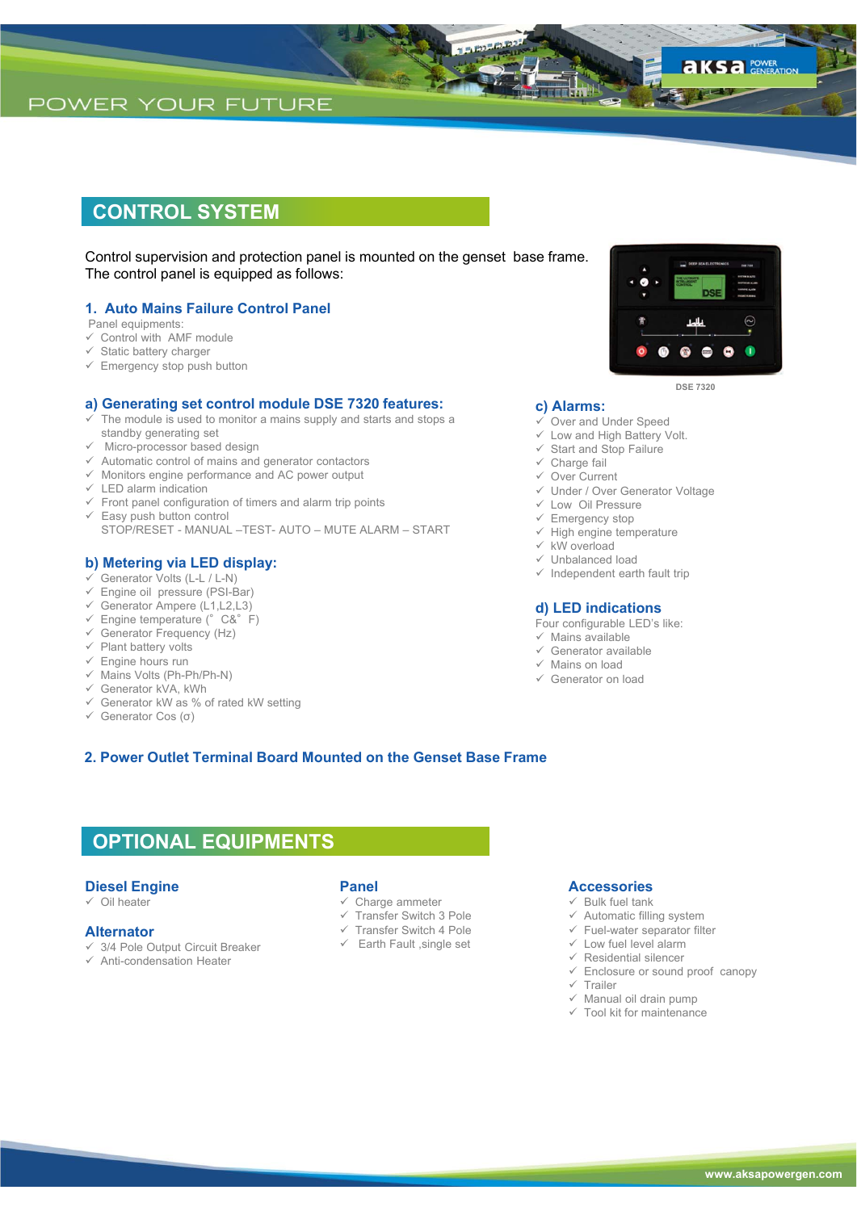## CONTROL SYSTEM

Control supervision and protection panel is mounted on the genset base frame.
The control panel is equipped as follows:

### 1. Auto Mains Failure Control Panel

Panel equipments:

- ✓ Control with AMF module
- ✓ Static battery charger
- ✓ Emergency stop push button

DSE 7320

### a) Generating set control module DSE 7320 features:

- ✓ The module is used to monitor a mains supply and starts and stops a standby generating set
- ✓ Micro-processor based design
- ✓ Automatic control of mains and generator contactors
- ✓ Monitors engine performance and AC power output
- ✓ LED alarm indication
- ✓ Front panel configuration of timers and alarm trip points
- ✓ Easy push button control
  STOP/RESET - MANUAL –TEST- AUTO – MUTE ALARM – START

### b) Metering via LED display:

- ✓ Generator Volts (L-L / L-N)
- ✓ Engine oil pressure (PSI-Bar)
- ✓ Generator Ampere (L1,L2,L3)
- ✓ Engine temperature (° C&° F)
- ✓ Generator Frequency (Hz)
- ✓ Plant battery volts
- ✓ Engine hours run
- ✓ Mains Volts (Ph-Ph/Ph-N)
- ✓ Generator kVA, kWh
- ✓ Generator kW as % of rated kW setting
- ✓ Generator Cos (σ)

### c) Alarms:

- ✓ Over and Under Speed
- ✓ Low and High Battery Volt.
- ✓ Start and Stop Failure
- ✓ Charge fail
- ✓ Over Current
- ✓ Under / Over Generator Voltage
- ✓ Low Oil Pressure
- ✓ Emergency stop
- ✓ High engine temperature
- ✓ kW overload
- ✓ Unbalanced load
- ✓ Independent earth fault trip

### d) LED indications

Four configurable LED's like:

- ✓ Mains available
- ✓ Generator available
- ✓ Mains on load
- ✓ Generator on load

### 2. Power Outlet Terminal Board Mounted on the Genset Base Frame

## OPTIONAL EQUIPMENTS

### Diesel Engine

- ✓ Oil heater

### Alternator

- ✓ 3/4 Pole Output Circuit Breaker
- ✓ Anti-condensation Heater

### Panel

- ✓ Charge ammeter
- ✓ Transfer Switch 3 Pole
- ✓ Transfer Switch 4 Pole
- ✓ Earth Fault ,single set

### Accessories

- ✓ Bulk fuel tank
- ✓ Automatic filling system
- ✓ Fuel-water separator filter
- ✓ Low fuel level alarm
- ✓ Residential silencer
- ✓ Enclosure or sound proof canopy
- ✓ Trailer
- ✓ Manual oil drain pump
- ✓ Tool kit for maintenance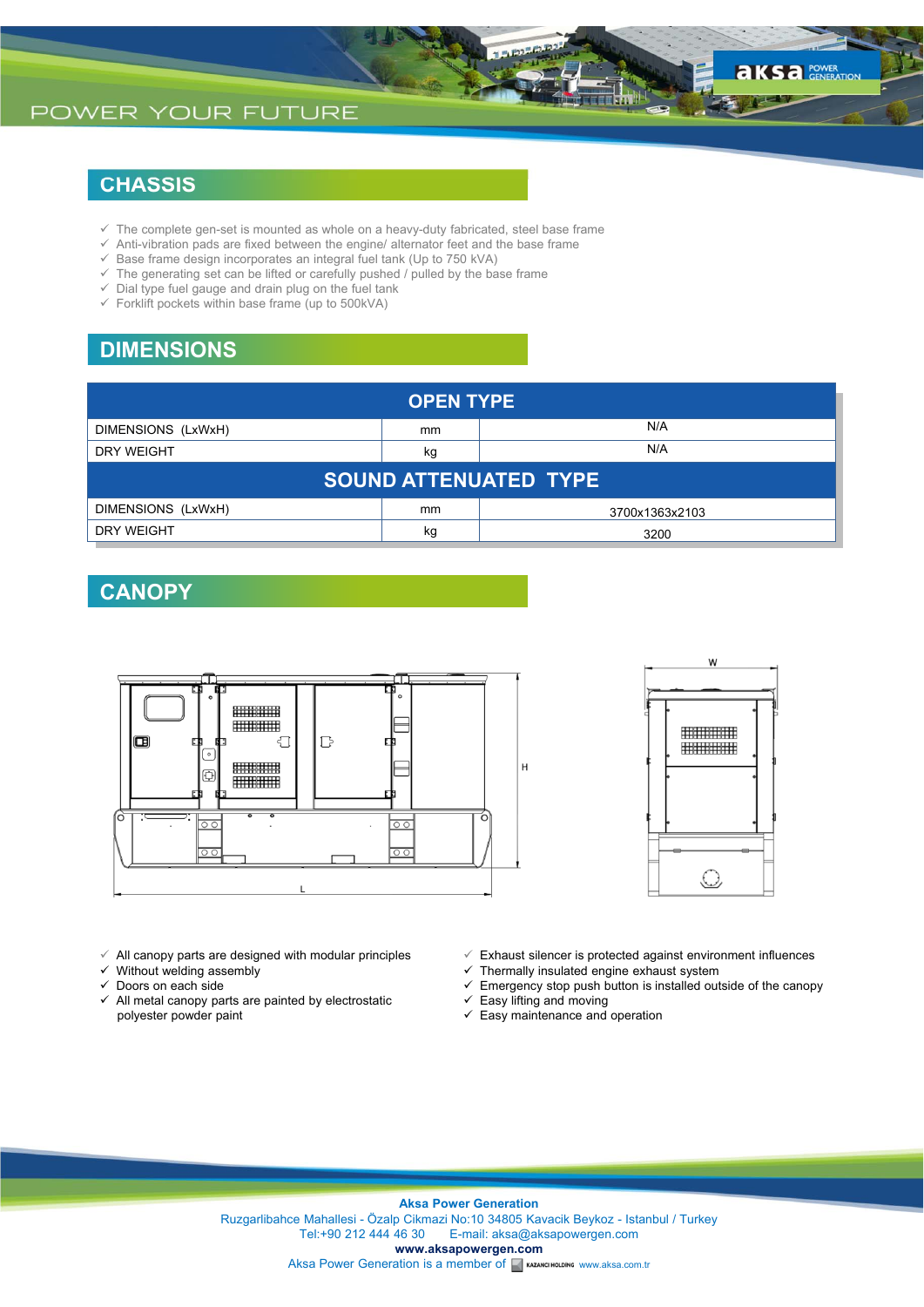## CHASSIS

- The complete gen-set is mounted as whole on a heavy-duty fabricated, steel base frame
- Anti-vibration pads are fixed between the engine/ alternator feet and the base frame
- Base frame design incorporates an integral fuel tank (Up to 750 kVA)
- The generating set can be lifted or carefully pushed / pulled by the base frame
- Dial type fuel gauge and drain plug on the fuel tank
- Forklift pockets within base frame (up to 500kVA)

## DIMENSIONS

| OPEN TYPE | | |
|---|---|---|
| DIMENSIONS (LxWxH) | mm | N/A |
| DRY WEIGHT | kg | N/A |
| **SOUND ATTENUATED TYPE** | | |
| DIMENSIONS (LxWxH) | mm | 3700x1363x2103 |
| DRY WEIGHT | kg | 3200 |

## CANOPY

W

H

L

- All canopy parts are designed with modular principles
- Without welding assembly
- Doors on each side
- All metal canopy parts are painted by electrostatic polyester powder paint
- Exhaust silencer is protected against environment influences
- Thermally insulated engine exhaust system
- Emergency stop push button is installed outside of the canopy
- Easy lifting and moving
- Easy maintenance and operation

**Aksa Power Generation**
Ruzgarlibahce Mahallesi - Özalp Cikmazi No:10 34805 Kavacik Beykoz - Istanbul / Turkey
Tel:+90 212 444 46 30 E-mail: aksa@aksapowergen.com
**www.aksapowergen.com**
Aksa Power Generation is a member of KAZANCI HOLDING www.aksa.com.tr